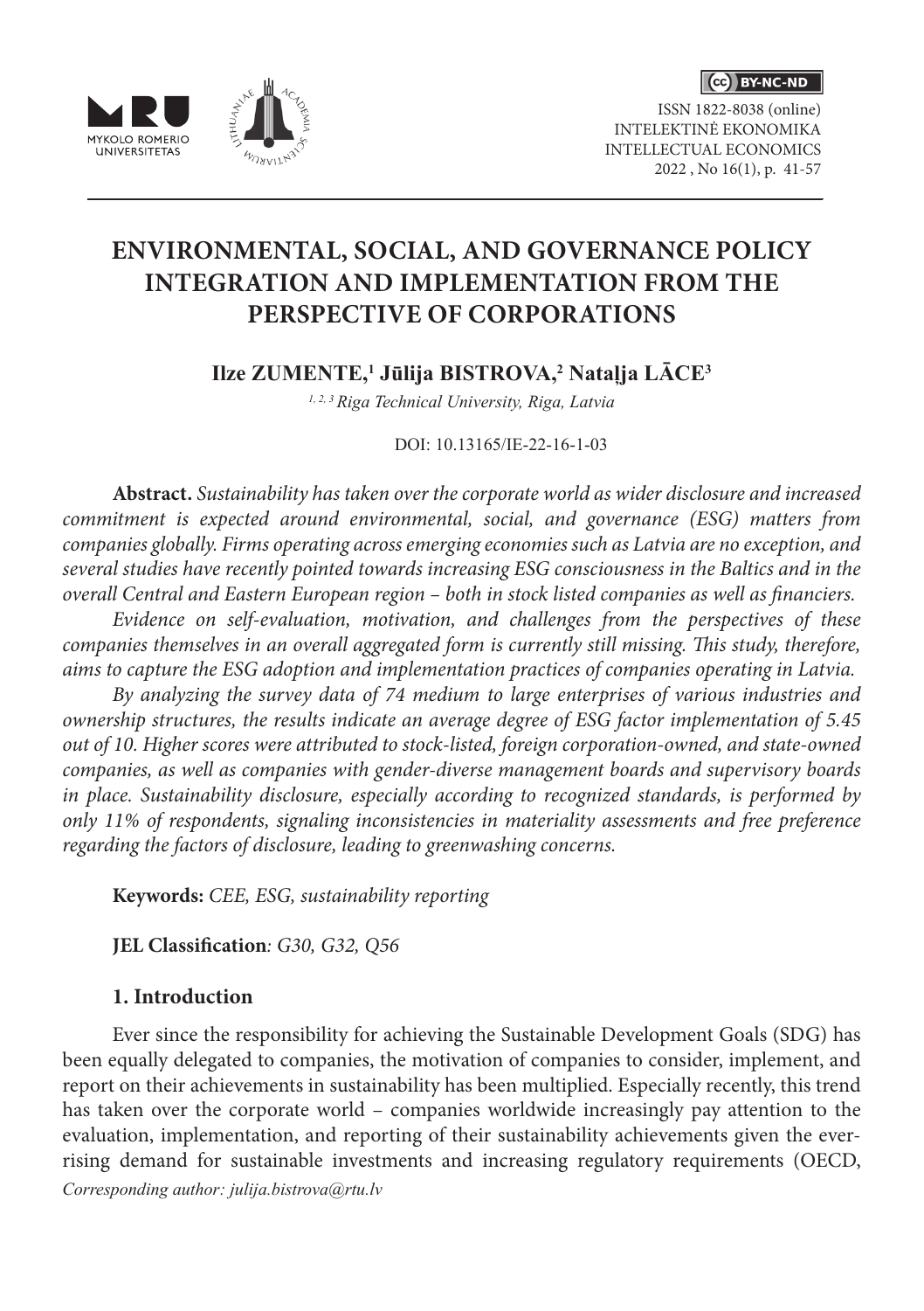ISSN 1822-8038 (online)
INTELEKTINĖ EKONOMIKA
INTELLECTUAL ECONOMICS
2022 , No 16(1), p. 41-57

# ENVIRONMENTAL, SOCIAL, AND GOVERNANCE POLICY INTEGRATION AND IMPLEMENTATION FROM THE PERSPECTIVE OF CORPORATIONS

**Ilze ZUMENTE,[1] Jūlija BISTROVA,[2] Nataļja LĀCE[3]**

*[1, 2, 3] Riga Technical University, Riga, Latvia*

DOI: 10.13165/IE-22-16-1-03

**Abstract.** *Sustainability has taken over the corporate world as wider disclosure and increased commitment is expected around environmental, social, and governance (ESG) matters from companies globally. Firms operating across emerging economies such as Latvia are no exception, and several studies have recently pointed towards increasing ESG consciousness in the Baltics and in the overall Central and Eastern European region – both in stock listed companies as well as financiers.*

*Evidence on self-evaluation, motivation, and challenges from the perspectives of these companies themselves in an overall aggregated form is currently still missing. This study, therefore, aims to capture the ESG adoption and implementation practices of companies operating in Latvia.*

*By analyzing the survey data of 74 medium to large enterprises of various industries and ownership structures, the results indicate an average degree of ESG factor implementation of 5.45 out of 10. Higher scores were attributed to stock-listed, foreign corporation-owned, and state-owned companies, as well as companies with gender-diverse management boards and supervisory boards in place. Sustainability disclosure, especially according to recognized standards, is performed by only 11% of respondents, signaling inconsistencies in materiality assessments and free preference regarding the factors of disclosure, leading to greenwashing concerns.*

**Keywords:** *CEE, ESG, sustainability reporting*

**JEL Classification***: G30, G32, Q56*

## 1. Introduction

Ever since the responsibility for achieving the Sustainable Development Goals (SDG) has been equally delegated to companies, the motivation of companies to consider, implement, and report on their achievements in sustainability has been multiplied. Especially recently, this trend has taken over the corporate world – companies worldwide increasingly pay attention to the evaluation, implementation, and reporting of their sustainability achievements given the ever-rising demand for sustainable investments and increasing regulatory requirements (OECD,

*Corresponding author: julija.bistrova@rtu.lv*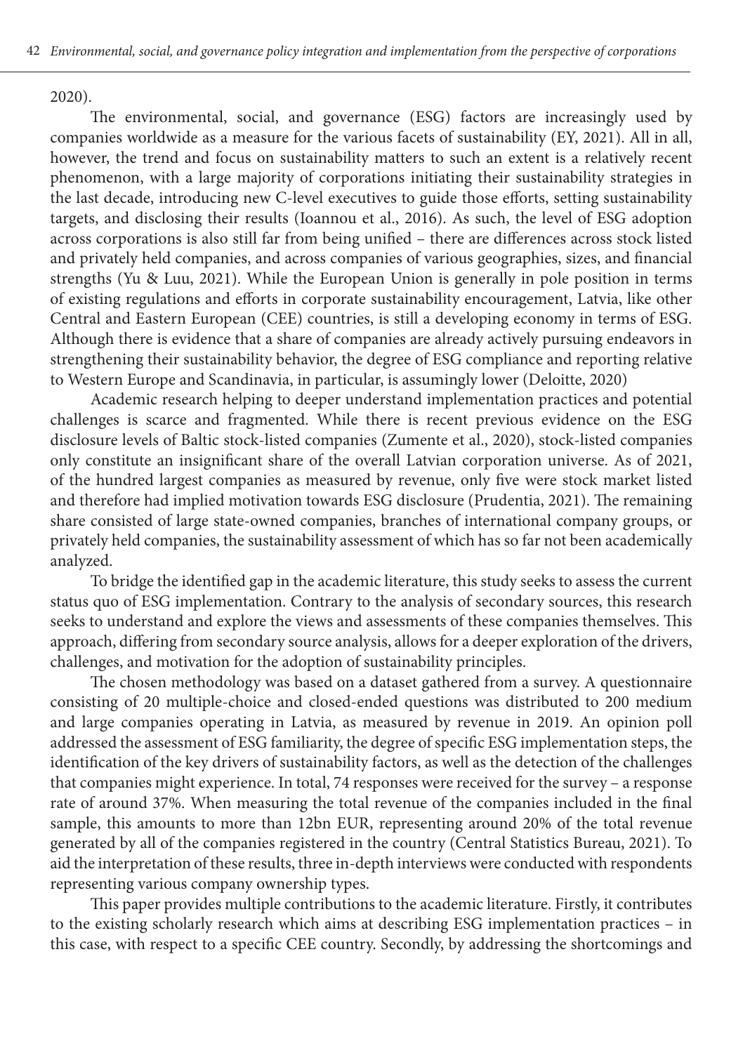2020).

The environmental, social, and governance (ESG) factors are increasingly used by companies worldwide as a measure for the various facets of sustainability (EY, 2021). All in all, however, the trend and focus on sustainability matters to such an extent is a relatively recent phenomenon, with a large majority of corporations initiating their sustainability strategies in the last decade, introducing new C-level executives to guide those efforts, setting sustainability targets, and disclosing their results (Ioannou et al., 2016). As such, the level of ESG adoption across corporations is also still far from being unified – there are differences across stock listed and privately held companies, and across companies of various geographies, sizes, and financial strengths (Yu & Luu, 2021). While the European Union is generally in pole position in terms of existing regulations and efforts in corporate sustainability encouragement, Latvia, like other Central and Eastern European (CEE) countries, is still a developing economy in terms of ESG. Although there is evidence that a share of companies are already actively pursuing endeavors in strengthening their sustainability behavior, the degree of ESG compliance and reporting relative to Western Europe and Scandinavia, in particular, is assumingly lower (Deloitte, 2020)

Academic research helping to deeper understand implementation practices and potential challenges is scarce and fragmented. While there is recent previous evidence on the ESG disclosure levels of Baltic stock-listed companies (Zumente et al., 2020), stock-listed companies only constitute an insignificant share of the overall Latvian corporation universe. As of 2021, of the hundred largest companies as measured by revenue, only five were stock market listed and therefore had implied motivation towards ESG disclosure (Prudentia, 2021). The remaining share consisted of large state-owned companies, branches of international company groups, or privately held companies, the sustainability assessment of which has so far not been academically analyzed.

To bridge the identified gap in the academic literature, this study seeks to assess the current status quo of ESG implementation. Contrary to the analysis of secondary sources, this research seeks to understand and explore the views and assessments of these companies themselves. This approach, differing from secondary source analysis, allows for a deeper exploration of the drivers, challenges, and motivation for the adoption of sustainability principles.

The chosen methodology was based on a dataset gathered from a survey. A questionnaire consisting of 20 multiple-choice and closed-ended questions was distributed to 200 medium and large companies operating in Latvia, as measured by revenue in 2019. An opinion poll addressed the assessment of ESG familiarity, the degree of specific ESG implementation steps, the identification of the key drivers of sustainability factors, as well as the detection of the challenges that companies might experience. In total, 74 responses were received for the survey – a response rate of around 37%. When measuring the total revenue of the companies included in the final sample, this amounts to more than 12bn EUR, representing around 20% of the total revenue generated by all of the companies registered in the country (Central Statistics Bureau, 2021). To aid the interpretation of these results, three in-depth interviews were conducted with respondents representing various company ownership types.

This paper provides multiple contributions to the academic literature. Firstly, it contributes to the existing scholarly research which aims at describing ESG implementation practices – in this case, with respect to a specific CEE country. Secondly, by addressing the shortcomings and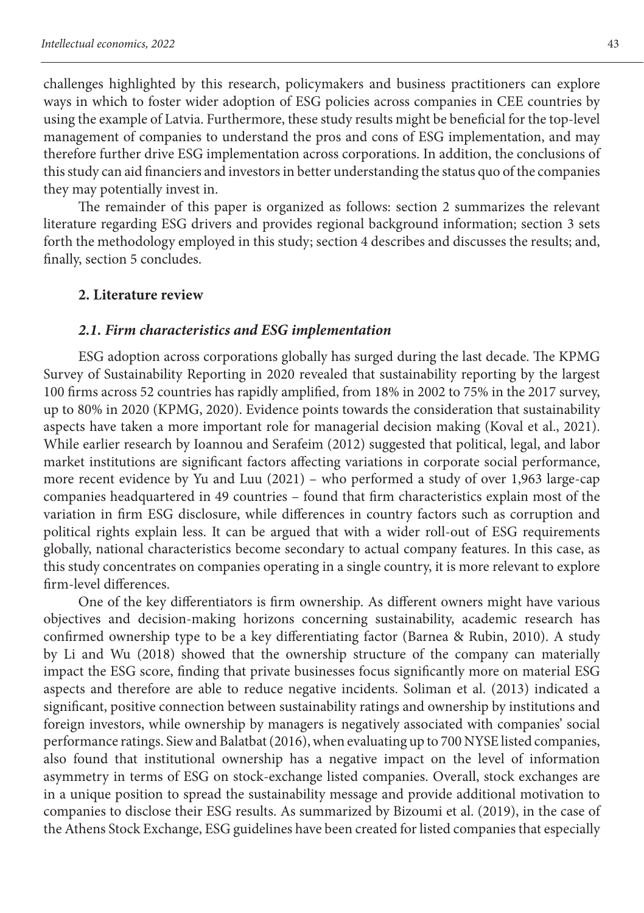challenges highlighted by this research, policymakers and business practitioners can explore ways in which to foster wider adoption of ESG policies across companies in CEE countries by using the example of Latvia. Furthermore, these study results might be beneficial for the top-level management of companies to understand the pros and cons of ESG implementation, and may therefore further drive ESG implementation across corporations. In addition, the conclusions of this study can aid financiers and investors in better understanding the status quo of the companies they may potentially invest in.

The remainder of this paper is organized as follows: section 2 summarizes the relevant literature regarding ESG drivers and provides regional background information; section 3 sets forth the methodology employed in this study; section 4 describes and discusses the results; and, finally, section 5 concludes.

## 2. Literature review

### *2.1. Firm characteristics and ESG implementation*

ESG adoption across corporations globally has surged during the last decade. The KPMG Survey of Sustainability Reporting in 2020 revealed that sustainability reporting by the largest 100 firms across 52 countries has rapidly amplified, from 18% in 2002 to 75% in the 2017 survey, up to 80% in 2020 (KPMG, 2020). Evidence points towards the consideration that sustainability aspects have taken a more important role for managerial decision making (Koval et al., 2021). While earlier research by Ioannou and Serafeim (2012) suggested that political, legal, and labor market institutions are significant factors affecting variations in corporate social performance, more recent evidence by Yu and Luu (2021) – who performed a study of over 1,963 large-cap companies headquartered in 49 countries – found that firm characteristics explain most of the variation in firm ESG disclosure, while differences in country factors such as corruption and political rights explain less. It can be argued that with a wider roll-out of ESG requirements globally, national characteristics become secondary to actual company features. In this case, as this study concentrates on companies operating in a single country, it is more relevant to explore firm-level differences.

One of the key differentiators is firm ownership. As different owners might have various objectives and decision-making horizons concerning sustainability, academic research has confirmed ownership type to be a key differentiating factor (Barnea & Rubin, 2010). A study by Li and Wu (2018) showed that the ownership structure of the company can materially impact the ESG score, finding that private businesses focus significantly more on material ESG aspects and therefore are able to reduce negative incidents. Soliman et al. (2013) indicated a significant, positive connection between sustainability ratings and ownership by institutions and foreign investors, while ownership by managers is negatively associated with companies' social performance ratings. Siew and Balatbat (2016), when evaluating up to 700 NYSE listed companies, also found that institutional ownership has a negative impact on the level of information asymmetry in terms of ESG on stock-exchange listed companies. Overall, stock exchanges are in a unique position to spread the sustainability message and provide additional motivation to companies to disclose their ESG results. As summarized by Bizoumi et al. (2019), in the case of the Athens Stock Exchange, ESG guidelines have been created for listed companies that especially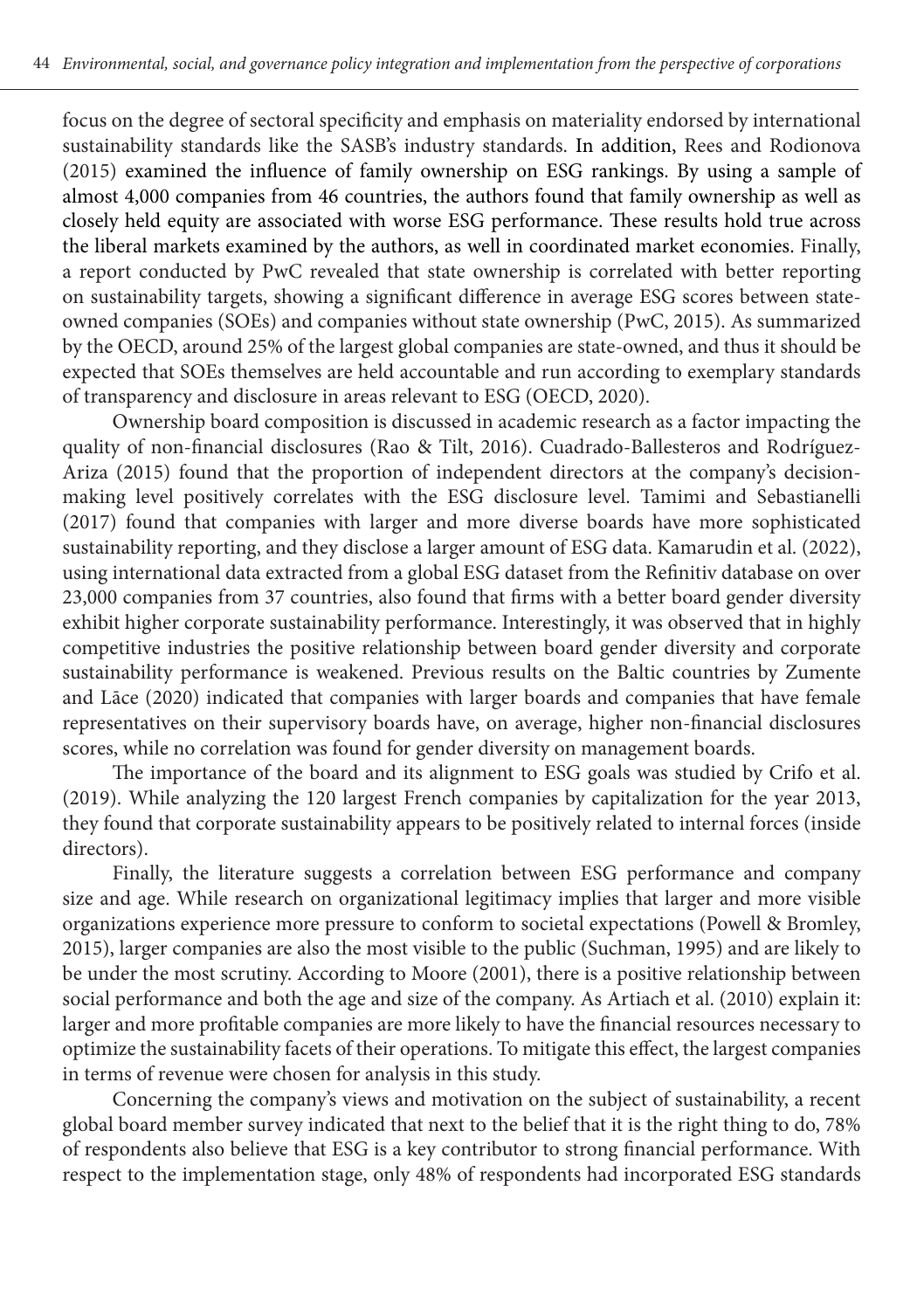focus on the degree of sectoral specificity and emphasis on materiality endorsed by international sustainability standards like the SASB's industry standards. In addition, Rees and Rodionova (2015) examined the influence of family ownership on ESG rankings. By using a sample of almost 4,000 companies from 46 countries, the authors found that family ownership as well as closely held equity are associated with worse ESG performance. These results hold true across the liberal markets examined by the authors, as well in coordinated market economies. Finally, a report conducted by PwC revealed that state ownership is correlated with better reporting on sustainability targets, showing a significant difference in average ESG scores between state-owned companies (SOEs) and companies without state ownership (PwC, 2015). As summarized by the OECD, around 25% of the largest global companies are state-owned, and thus it should be expected that SOEs themselves are held accountable and run according to exemplary standards of transparency and disclosure in areas relevant to ESG (OECD, 2020).

Ownership board composition is discussed in academic research as a factor impacting the quality of non-financial disclosures (Rao & Tilt, 2016). Cuadrado-Ballesteros and Rodríguez-Ariza (2015) found that the proportion of independent directors at the company's decision-making level positively correlates with the ESG disclosure level. Tamimi and Sebastianelli (2017) found that companies with larger and more diverse boards have more sophisticated sustainability reporting, and they disclose a larger amount of ESG data. Kamarudin et al. (2022), using international data extracted from a global ESG dataset from the Refinitiv database on over 23,000 companies from 37 countries, also found that firms with a better board gender diversity exhibit higher corporate sustainability performance. Interestingly, it was observed that in highly competitive industries the positive relationship between board gender diversity and corporate sustainability performance is weakened. Previous results on the Baltic countries by Zumente and Lāce (2020) indicated that companies with larger boards and companies that have female representatives on their supervisory boards have, on average, higher non-financial disclosures scores, while no correlation was found for gender diversity on management boards.

The importance of the board and its alignment to ESG goals was studied by Crifo et al. (2019). While analyzing the 120 largest French companies by capitalization for the year 2013, they found that corporate sustainability appears to be positively related to internal forces (inside directors).

Finally, the literature suggests a correlation between ESG performance and company size and age. While research on organizational legitimacy implies that larger and more visible organizations experience more pressure to conform to societal expectations (Powell & Bromley, 2015), larger companies are also the most visible to the public (Suchman, 1995) and are likely to be under the most scrutiny. According to Moore (2001), there is a positive relationship between social performance and both the age and size of the company. As Artiach et al. (2010) explain it: larger and more profitable companies are more likely to have the financial resources necessary to optimize the sustainability facets of their operations. To mitigate this effect, the largest companies in terms of revenue were chosen for analysis in this study.

Concerning the company's views and motivation on the subject of sustainability, a recent global board member survey indicated that next to the belief that it is the right thing to do, 78% of respondents also believe that ESG is a key contributor to strong financial performance. With respect to the implementation stage, only 48% of respondents had incorporated ESG standards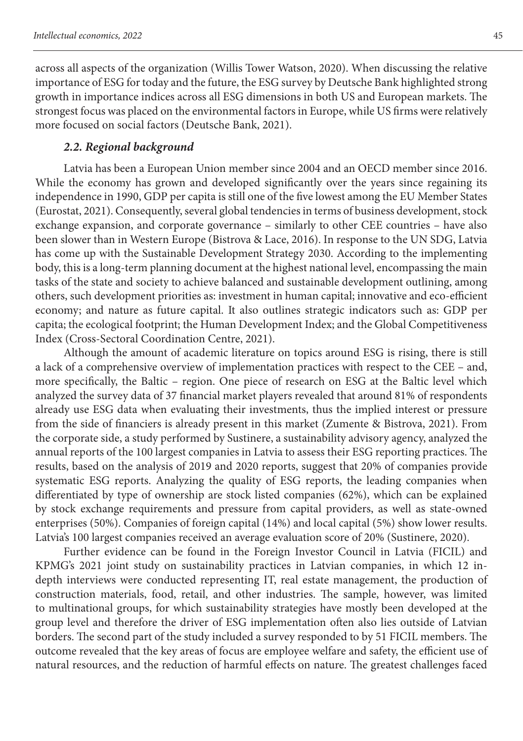across all aspects of the organization (Willis Tower Watson, 2020). When discussing the relative importance of ESG for today and the future, the ESG survey by Deutsche Bank highlighted strong growth in importance indices across all ESG dimensions in both US and European markets. The strongest focus was placed on the environmental factors in Europe, while US firms were relatively more focused on social factors (Deutsche Bank, 2021).

### *2.2. Regional background*

Latvia has been a European Union member since 2004 and an OECD member since 2016. While the economy has grown and developed significantly over the years since regaining its independence in 1990, GDP per capita is still one of the five lowest among the EU Member States (Eurostat, 2021). Consequently, several global tendencies in terms of business development, stock exchange expansion, and corporate governance – similarly to other CEE countries – have also been slower than in Western Europe (Bistrova & Lace, 2016). In response to the UN SDG, Latvia has come up with the Sustainable Development Strategy 2030. According to the implementing body, this is a long-term planning document at the highest national level, encompassing the main tasks of the state and society to achieve balanced and sustainable development outlining, among others, such development priorities as: investment in human capital; innovative and eco-efficient economy; and nature as future capital. It also outlines strategic indicators such as: GDP per capita; the ecological footprint; the Human Development Index; and the Global Competitiveness Index (Cross-Sectoral Coordination Centre, 2021).

Although the amount of academic literature on topics around ESG is rising, there is still a lack of a comprehensive overview of implementation practices with respect to the CEE – and, more specifically, the Baltic – region. One piece of research on ESG at the Baltic level which analyzed the survey data of 37 financial market players revealed that around 81% of respondents already use ESG data when evaluating their investments, thus the implied interest or pressure from the side of financiers is already present in this market (Zumente & Bistrova, 2021). From the corporate side, a study performed by Sustinere, a sustainability advisory agency, analyzed the annual reports of the 100 largest companies in Latvia to assess their ESG reporting practices. The results, based on the analysis of 2019 and 2020 reports, suggest that 20% of companies provide systematic ESG reports. Analyzing the quality of ESG reports, the leading companies when differentiated by type of ownership are stock listed companies (62%), which can be explained by stock exchange requirements and pressure from capital providers, as well as state-owned enterprises (50%). Companies of foreign capital (14%) and local capital (5%) show lower results. Latvia's 100 largest companies received an average evaluation score of 20% (Sustinere, 2020).

Further evidence can be found in the Foreign Investor Council in Latvia (FICIL) and KPMG's 2021 joint study on sustainability practices in Latvian companies, in which 12 in-depth interviews were conducted representing IT, real estate management, the production of construction materials, food, retail, and other industries. The sample, however, was limited to multinational groups, for which sustainability strategies have mostly been developed at the group level and therefore the driver of ESG implementation often also lies outside of Latvian borders. The second part of the study included a survey responded to by 51 FICIL members. The outcome revealed that the key areas of focus are employee welfare and safety, the efficient use of natural resources, and the reduction of harmful effects on nature. The greatest challenges faced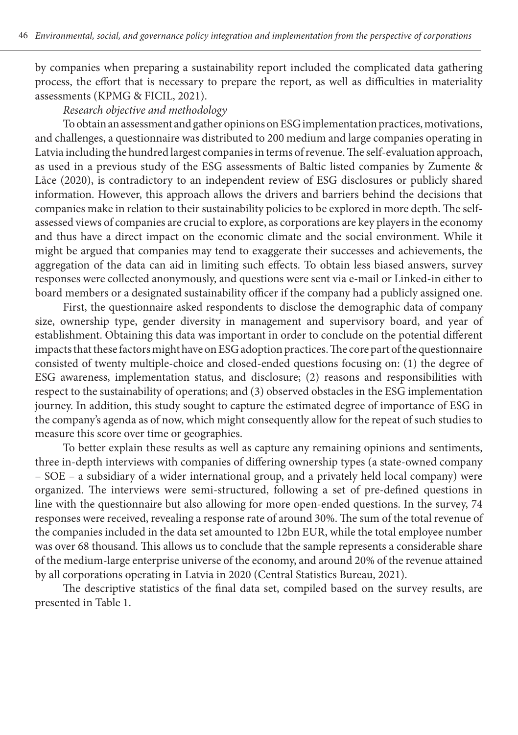by companies when preparing a sustainability report included the complicated data gathering process, the effort that is necessary to prepare the report, as well as difficulties in materiality assessments (KPMG & FICIL, 2021).

*Research objective and methodology*

To obtain an assessment and gather opinions on ESG implementation practices, motivations, and challenges, a questionnaire was distributed to 200 medium and large companies operating in Latvia including the hundred largest companies in terms of revenue. The self-evaluation approach, as used in a previous study of the ESG assessments of Baltic listed companies by Zumente & Lāce (2020), is contradictory to an independent review of ESG disclosures or publicly shared information. However, this approach allows the drivers and barriers behind the decisions that companies make in relation to their sustainability policies to be explored in more depth. The self-assessed views of companies are crucial to explore, as corporations are key players in the economy and thus have a direct impact on the economic climate and the social environment. While it might be argued that companies may tend to exaggerate their successes and achievements, the aggregation of the data can aid in limiting such effects. To obtain less biased answers, survey responses were collected anonymously, and questions were sent via e-mail or Linked-in either to board members or a designated sustainability officer if the company had a publicly assigned one.

First, the questionnaire asked respondents to disclose the demographic data of company size, ownership type, gender diversity in management and supervisory board, and year of establishment. Obtaining this data was important in order to conclude on the potential different impacts that these factors might have on ESG adoption practices. The core part of the questionnaire consisted of twenty multiple-choice and closed-ended questions focusing on: (1) the degree of ESG awareness, implementation status, and disclosure; (2) reasons and responsibilities with respect to the sustainability of operations; and (3) observed obstacles in the ESG implementation journey. In addition, this study sought to capture the estimated degree of importance of ESG in the company's agenda as of now, which might consequently allow for the repeat of such studies to measure this score over time or geographies.

To better explain these results as well as capture any remaining opinions and sentiments, three in-depth interviews with companies of differing ownership types (a state-owned company – SOE – a subsidiary of a wider international group, and a privately held local company) were organized. The interviews were semi-structured, following a set of pre-defined questions in line with the questionnaire but also allowing for more open-ended questions. In the survey, 74 responses were received, revealing a response rate of around 30%. The sum of the total revenue of the companies included in the data set amounted to 12bn EUR, while the total employee number was over 68 thousand. This allows us to conclude that the sample represents a considerable share of the medium-large enterprise universe of the economy, and around 20% of the revenue attained by all corporations operating in Latvia in 2020 (Central Statistics Bureau, 2021).

The descriptive statistics of the final data set, compiled based on the survey results, are presented in Table 1.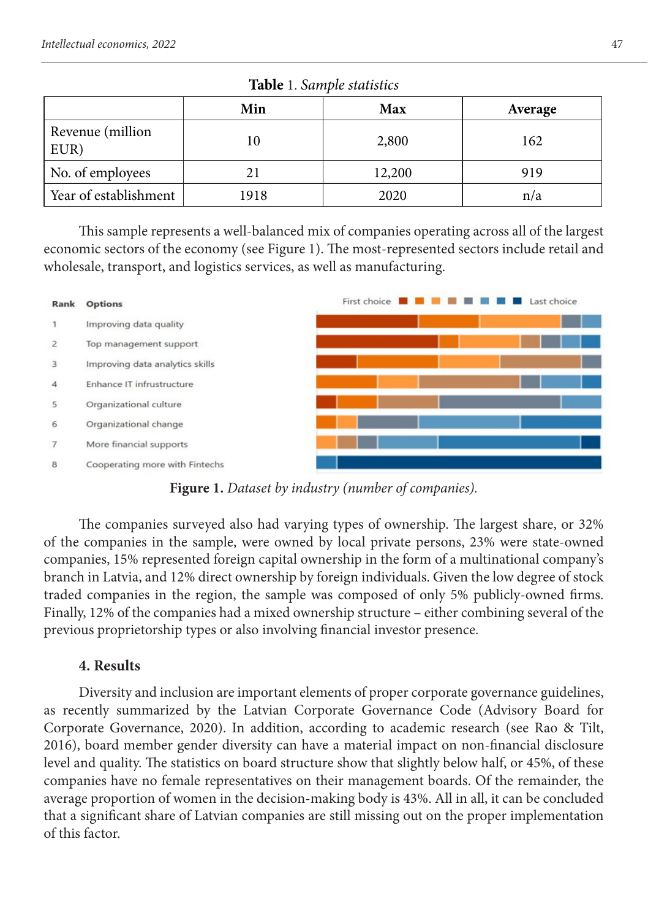**Table** 1. *Sample statistics*

| | Min | Max | Average |
|---|---|---|---|
| Revenue (million EUR) | 10 | 2,800 | 162 |
| No. of employees | 21 | 12,200 | 919 |
| Year of establishment | 1918 | 2020 | n/a |

This sample represents a well-balanced mix of companies operating across all of the largest economic sectors of the economy (see Figure 1). The most-represented sectors include retail and wholesale, transport, and logistics services, as well as manufacturing.

| Rank | Options |
|---|---|
| 1 | Improving data quality |
| 2 | Top management support |
| 3 | Improving data analytics skills |
| 4 | Enhance IT infrustructure |
| 5 | Organizational culture |
| 6 | Organizational change |
| 7 | More financial supports |
| 8 | Cooperating more with Fintechs |

First choice … Last choice

**Figure 1.** *Dataset by industry (number of companies).*

The companies surveyed also had varying types of ownership. The largest share, or 32% of the companies in the sample, were owned by local private persons, 23% were state-owned companies, 15% represented foreign capital ownership in the form of a multinational company's branch in Latvia, and 12% direct ownership by foreign individuals. Given the low degree of stock traded companies in the region, the sample was composed of only 5% publicly-owned firms. Finally, 12% of the companies had a mixed ownership structure – either combining several of the previous proprietorship types or also involving financial investor presence.

## 4. Results

Diversity and inclusion are important elements of proper corporate governance guidelines, as recently summarized by the Latvian Corporate Governance Code (Advisory Board for Corporate Governance, 2020). In addition, according to academic research (see Rao & Tilt, 2016), board member gender diversity can have a material impact on non-financial disclosure level and quality. The statistics on board structure show that slightly below half, or 45%, of these companies have no female representatives on their management boards. Of the remainder, the average proportion of women in the decision-making body is 43%. All in all, it can be concluded that a significant share of Latvian companies are still missing out on the proper implementation of this factor.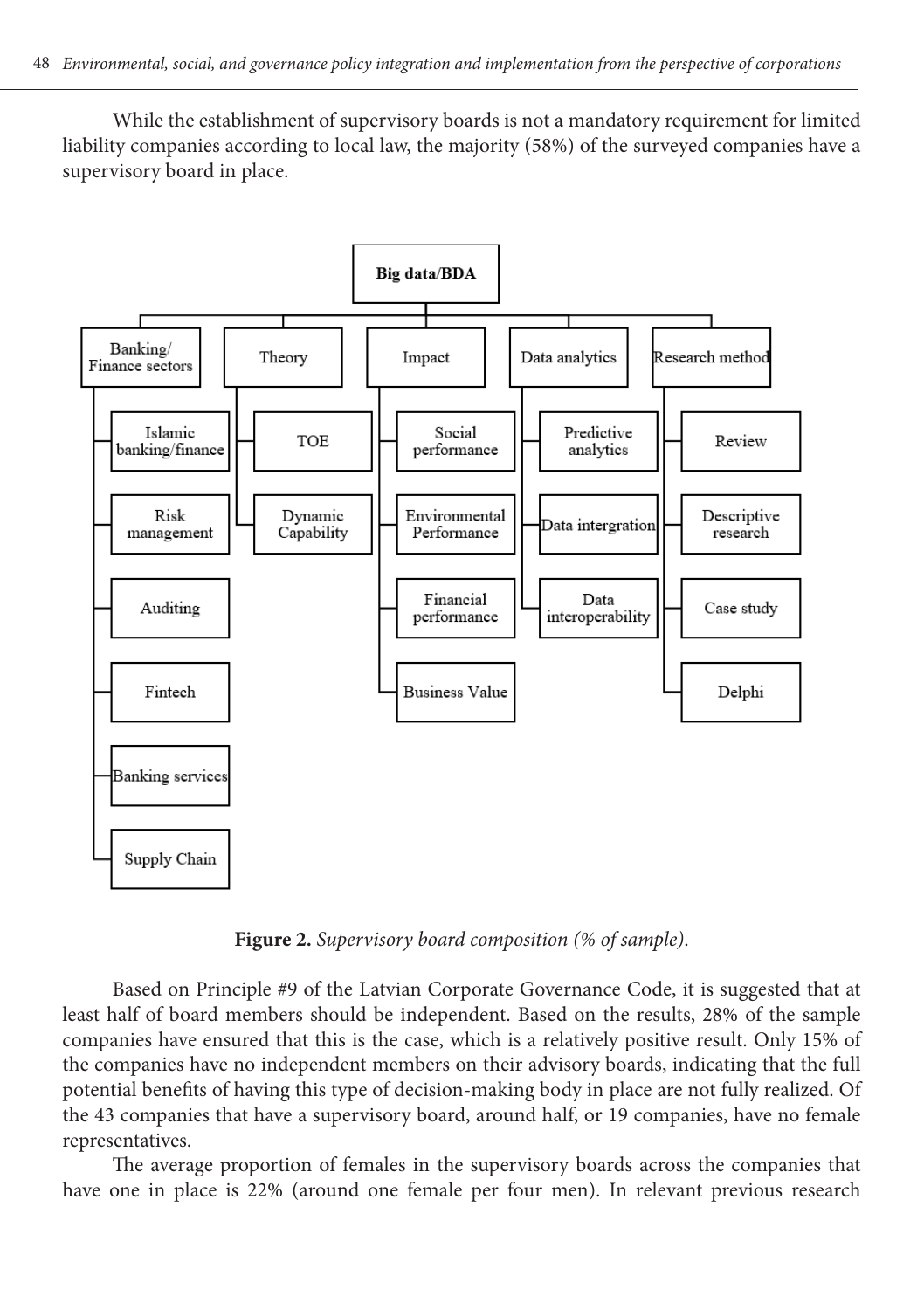While the establishment of supervisory boards is not a mandatory requirement for limited liability companies according to local law, the majority (58%) of the surveyed companies have a supervisory board in place.

- **Big data/BDA**
  - Banking/ Finance sectors
    - Islamic banking/finance
    - Risk management
    - Auditing
    - Fintech
    - Banking services
    - Supply Chain
  - Theory
    - TOE
    - Dynamic Capability
  - Impact
    - Social performance
    - Environmental Performance
    - Financial performance
    - Business Value
  - Data analytics
    - Predictive analytics
    - Data intergration
    - Data interoperability
  - Research method
    - Review
    - Descriptive research
    - Case study
    - Delphi

**Figure 2.** *Supervisory board composition (% of sample).*

Based on Principle #9 of the Latvian Corporate Governance Code, it is suggested that at least half of board members should be independent. Based on the results, 28% of the sample companies have ensured that this is the case, which is a relatively positive result. Only 15% of the companies have no independent members on their advisory boards, indicating that the full potential benefits of having this type of decision-making body in place are not fully realized. Of the 43 companies that have a supervisory board, around half, or 19 companies, have no female representatives.

The average proportion of females in the supervisory boards across the companies that have one in place is 22% (around one female per four men). In relevant previous research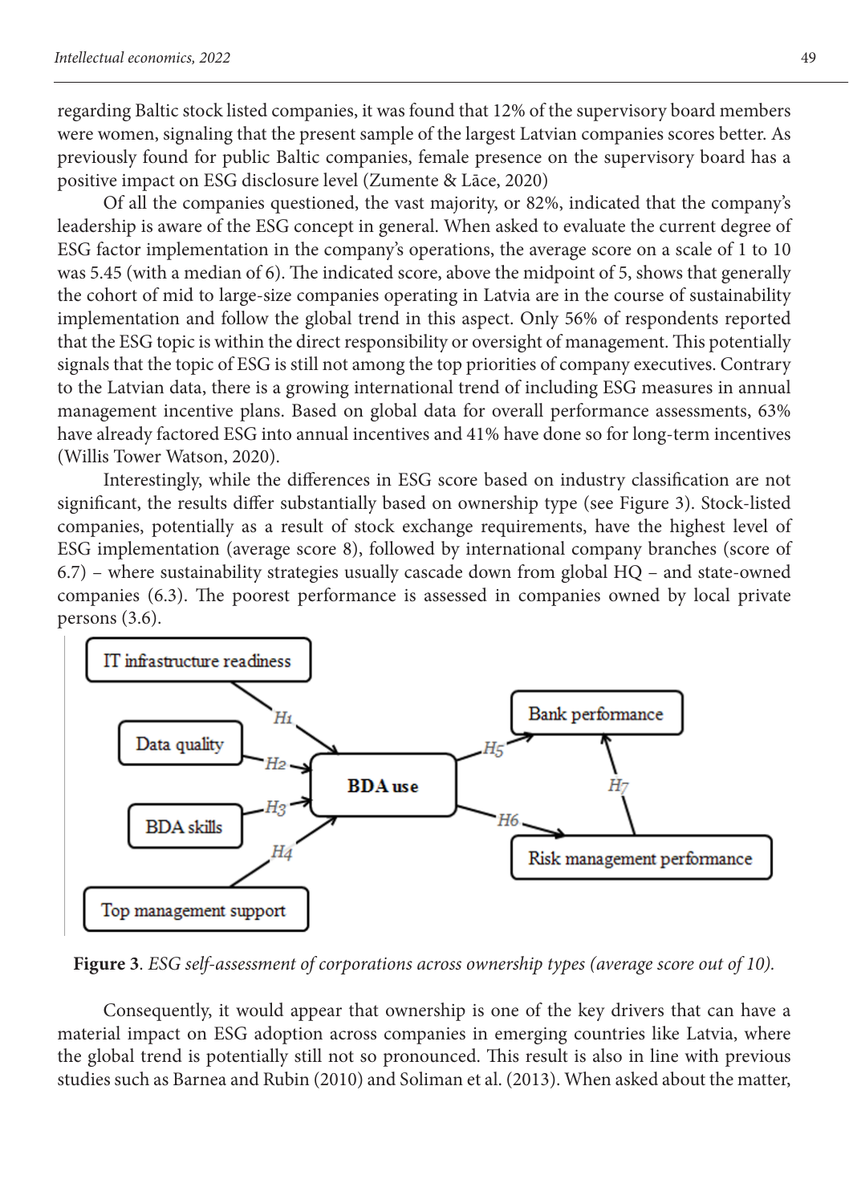regarding Baltic stock listed companies, it was found that 12% of the supervisory board members were women, signaling that the present sample of the largest Latvian companies scores better. As previously found for public Baltic companies, female presence on the supervisory board has a positive impact on ESG disclosure level (Zumente & Lāce, 2020)

Of all the companies questioned, the vast majority, or 82%, indicated that the company's leadership is aware of the ESG concept in general. When asked to evaluate the current degree of ESG factor implementation in the company's operations, the average score on a scale of 1 to 10 was 5.45 (with a median of 6). The indicated score, above the midpoint of 5, shows that generally the cohort of mid to large-size companies operating in Latvia are in the course of sustainability implementation and follow the global trend in this aspect. Only 56% of respondents reported that the ESG topic is within the direct responsibility or oversight of management. This potentially signals that the topic of ESG is still not among the top priorities of company executives. Contrary to the Latvian data, there is a growing international trend of including ESG measures in annual management incentive plans. Based on global data for overall performance assessments, 63% have already factored ESG into annual incentives and 41% have done so for long-term incentives (Willis Tower Watson, 2020).

Interestingly, while the differences in ESG score based on industry classification are not significant, the results differ substantially based on ownership type (see Figure 3). Stock-listed companies, potentially as a result of stock exchange requirements, have the highest level of ESG implementation (average score 8), followed by international company branches (score of 6.7) – where sustainability strategies usually cascade down from global HQ – and state-owned companies (6.3). The poorest performance is assessed in companies owned by local private persons (3.6).

IT infrastructure readiness, Data quality, BDA skills, Top management support → (H1, H2, H3, H4) → BDA use → (H5) Bank performance; BDA use → (H6) Risk management performance → (H7) Bank performance

**Figure 3**. *ESG self-assessment of corporations across ownership types (average score out of 10).*

Consequently, it would appear that ownership is one of the key drivers that can have a material impact on ESG adoption across companies in emerging countries like Latvia, where the global trend is potentially still not so pronounced. This result is also in line with previous studies such as Barnea and Rubin (2010) and Soliman et al. (2013). When asked about the matter,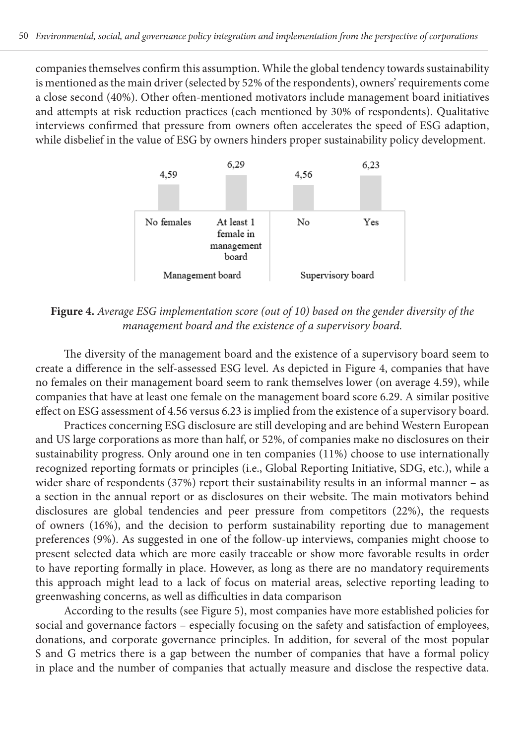companies themselves confirm this assumption. While the global tendency towards sustainability is mentioned as the main driver (selected by 52% of the respondents), owners' requirements come a close second (40%). Other often-mentioned motivators include management board initiatives and attempts at risk reduction practices (each mentioned by 30% of respondents). Qualitative interviews confirmed that pressure from owners often accelerates the speed of ESG adaption, while disbelief in the value of ESG by owners hinders proper sustainability policy development.

| Management board | | Supervisory board | |
|---|---|---|---|
| No females | At least 1 female in management board | No | Yes |
| 4,59 | 6,29 | 4,56 | 6,23 |

**Figure 4.** *Average ESG implementation score (out of 10) based on the gender diversity of the management board and the existence of a supervisory board.*

The diversity of the management board and the existence of a supervisory board seem to create a difference in the self-assessed ESG level. As depicted in Figure 4, companies that have no females on their management board seem to rank themselves lower (on average 4.59), while companies that have at least one female on the management board score 6.29. A similar positive effect on ESG assessment of 4.56 versus 6.23 is implied from the existence of a supervisory board.

Practices concerning ESG disclosure are still developing and are behind Western European and US large corporations as more than half, or 52%, of companies make no disclosures on their sustainability progress. Only around one in ten companies (11%) choose to use internationally recognized reporting formats or principles (i.e., Global Reporting Initiative, SDG, etc.), while a wider share of respondents (37%) report their sustainability results in an informal manner – as a section in the annual report or as disclosures on their website. The main motivators behind disclosures are global tendencies and peer pressure from competitors (22%), the requests of owners (16%), and the decision to perform sustainability reporting due to management preferences (9%). As suggested in one of the follow-up interviews, companies might choose to present selected data which are more easily traceable or show more favorable results in order to have reporting formally in place. However, as long as there are no mandatory requirements this approach might lead to a lack of focus on material areas, selective reporting leading to greenwashing concerns, as well as difficulties in data comparison

According to the results (see Figure 5), most companies have more established policies for social and governance factors – especially focusing on the safety and satisfaction of employees, donations, and corporate governance principles. In addition, for several of the most popular S and G metrics there is a gap between the number of companies that have a formal policy in place and the number of companies that actually measure and disclose the respective data.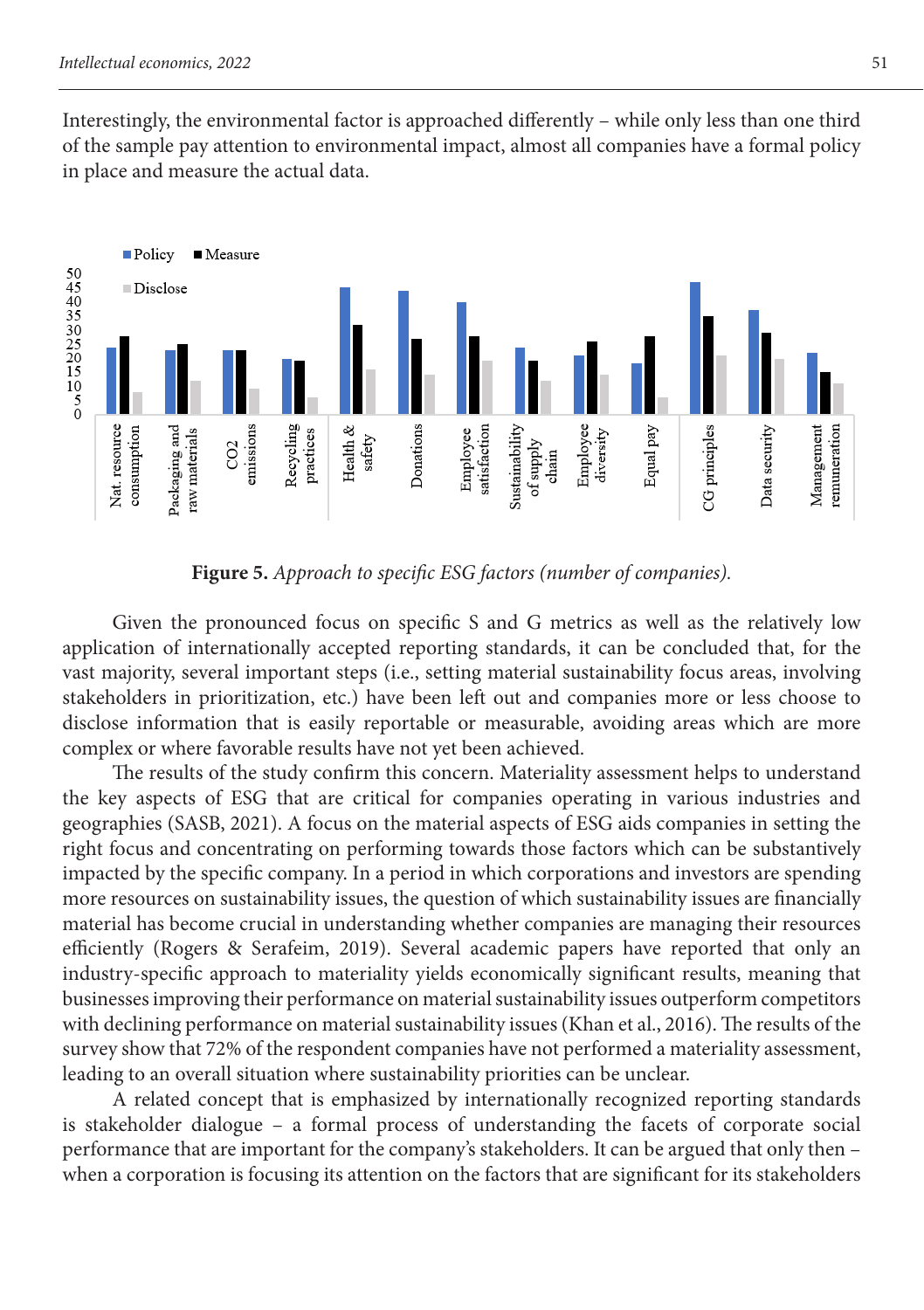Interestingly, the environmental factor is approached differently – while only less than one third of the sample pay attention to environmental impact, almost all companies have a formal policy in place and measure the actual data.

**Figure 5.** *Approach to specific ESG factors (number of companies).*

Given the pronounced focus on specific S and G metrics as well as the relatively low application of internationally accepted reporting standards, it can be concluded that, for the vast majority, several important steps (i.e., setting material sustainability focus areas, involving stakeholders in prioritization, etc.) have been left out and companies more or less choose to disclose information that is easily reportable or measurable, avoiding areas which are more complex or where favorable results have not yet been achieved.

The results of the study confirm this concern. Materiality assessment helps to understand the key aspects of ESG that are critical for companies operating in various industries and geographies (SASB, 2021). A focus on the material aspects of ESG aids companies in setting the right focus and concentrating on performing towards those factors which can be substantively impacted by the specific company. In a period in which corporations and investors are spending more resources on sustainability issues, the question of which sustainability issues are financially material has become crucial in understanding whether companies are managing their resources efficiently (Rogers & Serafeim, 2019). Several academic papers have reported that only an industry-specific approach to materiality yields economically significant results, meaning that businesses improving their performance on material sustainability issues outperform competitors with declining performance on material sustainability issues (Khan et al., 2016). The results of the survey show that 72% of the respondent companies have not performed a materiality assessment, leading to an overall situation where sustainability priorities can be unclear.

A related concept that is emphasized by internationally recognized reporting standards is stakeholder dialogue – a formal process of understanding the facets of corporate social performance that are important for the company's stakeholders. It can be argued that only then – when a corporation is focusing its attention on the factors that are significant for its stakeholders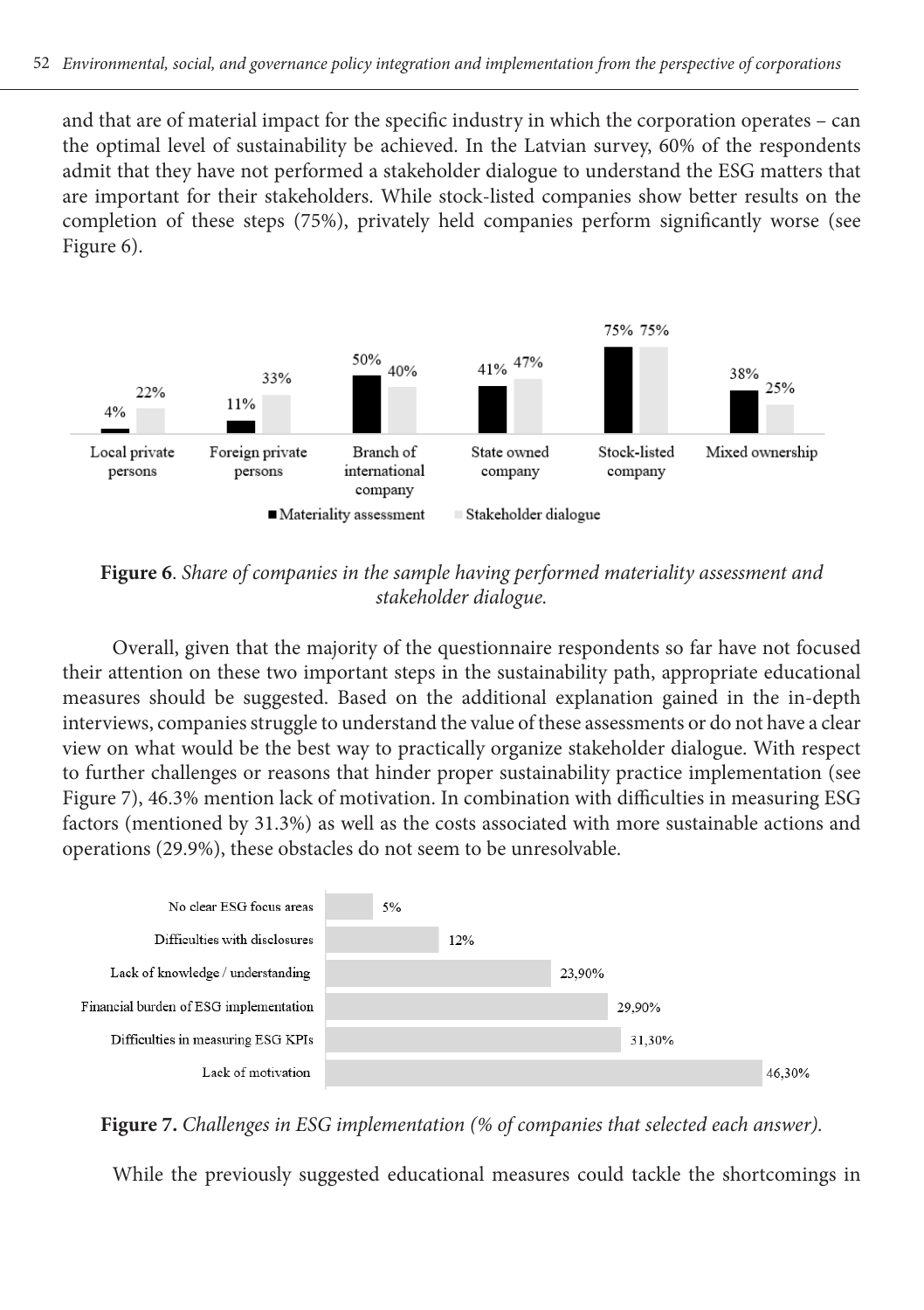and that are of material impact for the specific industry in which the corporation operates – can the optimal level of sustainability be achieved. In the Latvian survey, 60% of the respondents admit that they have not performed a stakeholder dialogue to understand the ESG matters that are important for their stakeholders. While stock-listed companies show better results on the completion of these steps (75%), privately held companies perform significantly worse (see Figure 6).

**Figure 6**. *Share of companies in the sample having performed materiality assessment and stakeholder dialogue.*

Overall, given that the majority of the questionnaire respondents so far have not focused their attention on these two important steps in the sustainability path, appropriate educational measures should be suggested. Based on the additional explanation gained in the in-depth interviews, companies struggle to understand the value of these assessments or do not have a clear view on what would be the best way to practically organize stakeholder dialogue. With respect to further challenges or reasons that hinder proper sustainability practice implementation (see Figure 7), 46.3% mention lack of motivation. In combination with difficulties in measuring ESG factors (mentioned by 31.3%) as well as the costs associated with more sustainable actions and operations (29.9%), these obstacles do not seem to be unresolvable.

**Figure 7.** *Challenges in ESG implementation (% of companies that selected each answer).*

While the previously suggested educational measures could tackle the shortcomings in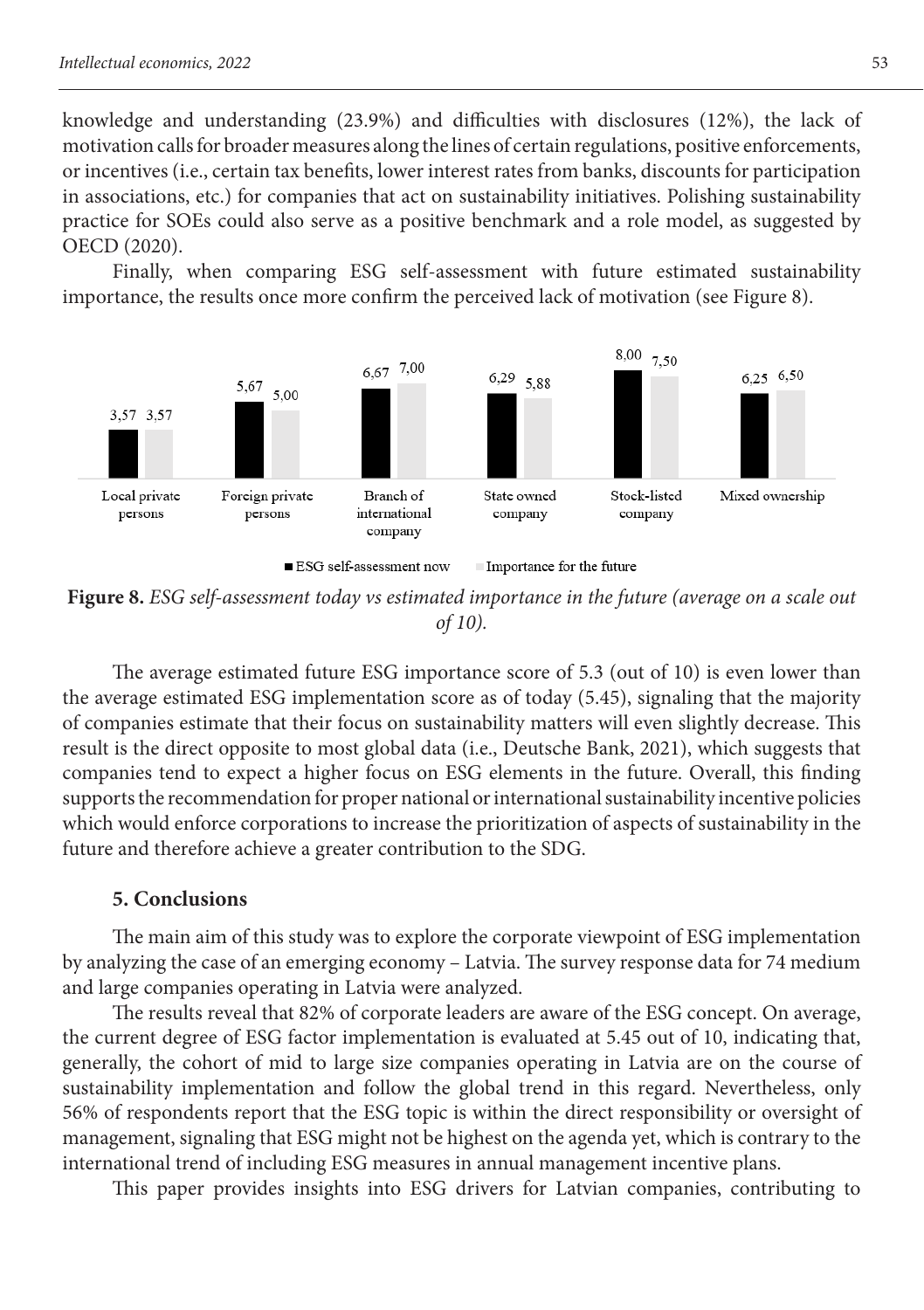knowledge and understanding (23.9%) and difficulties with disclosures (12%), the lack of motivation calls for broader measures along the lines of certain regulations, positive enforcements, or incentives (i.e., certain tax benefits, lower interest rates from banks, discounts for participation in associations, etc.) for companies that act on sustainability initiatives. Polishing sustainability practice for SOEs could also serve as a positive benchmark and a role model, as suggested by OECD (2020).

Finally, when comparing ESG self-assessment with future estimated sustainability importance, the results once more confirm the perceived lack of motivation (see Figure 8).

| | ESG self-assessment now | Importance for the future |
|---|---|---|
| Local private persons | 3,57 | 3,57 |
| Foreign private persons | 5,67 | 5,00 |
| Branch of international company | 6,67 | 7,00 |
| State owned company | 6,29 | 5,88 |
| Stock-listed company | 8,00 | 7,50 |
| Mixed ownership | 6,25 | 6,50 |

**Figure 8.** *ESG self-assessment today vs estimated importance in the future (average on a scale out of 10).*

The average estimated future ESG importance score of 5.3 (out of 10) is even lower than the average estimated ESG implementation score as of today (5.45), signaling that the majority of companies estimate that their focus on sustainability matters will even slightly decrease. This result is the direct opposite to most global data (i.e., Deutsche Bank, 2021), which suggests that companies tend to expect a higher focus on ESG elements in the future. Overall, this finding supports the recommendation for proper national or international sustainability incentive policies which would enforce corporations to increase the prioritization of aspects of sustainability in the future and therefore achieve a greater contribution to the SDG.

## 5. Conclusions

The main aim of this study was to explore the corporate viewpoint of ESG implementation by analyzing the case of an emerging economy – Latvia. The survey response data for 74 medium and large companies operating in Latvia were analyzed.

The results reveal that 82% of corporate leaders are aware of the ESG concept. On average, the current degree of ESG factor implementation is evaluated at 5.45 out of 10, indicating that, generally, the cohort of mid to large size companies operating in Latvia are on the course of sustainability implementation and follow the global trend in this regard. Nevertheless, only 56% of respondents report that the ESG topic is within the direct responsibility or oversight of management, signaling that ESG might not be highest on the agenda yet, which is contrary to the international trend of including ESG measures in annual management incentive plans.

This paper provides insights into ESG drivers for Latvian companies, contributing to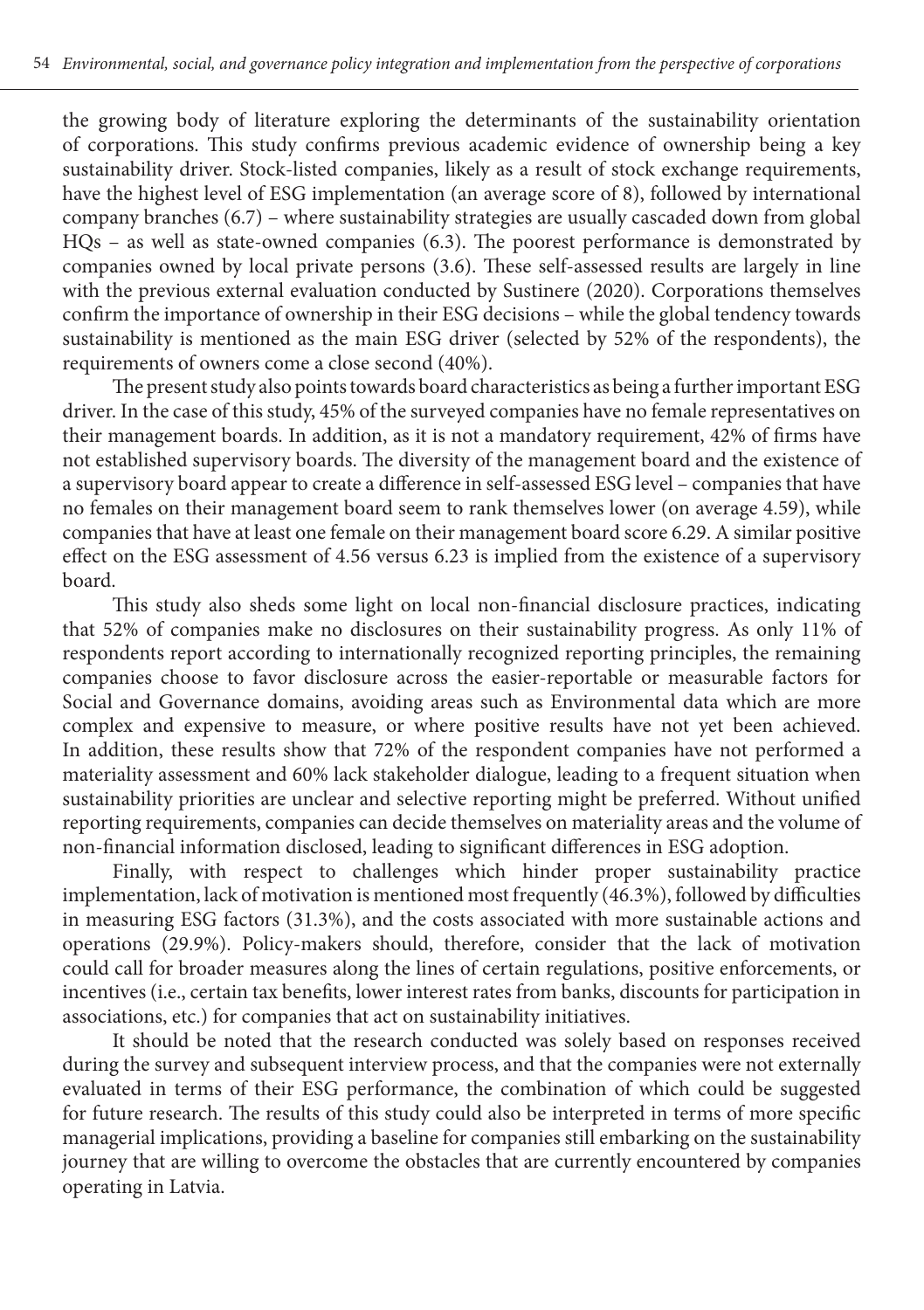the growing body of literature exploring the determinants of the sustainability orientation of corporations. This study confirms previous academic evidence of ownership being a key sustainability driver. Stock-listed companies, likely as a result of stock exchange requirements, have the highest level of ESG implementation (an average score of 8), followed by international company branches (6.7) – where sustainability strategies are usually cascaded down from global HQs – as well as state-owned companies (6.3). The poorest performance is demonstrated by companies owned by local private persons (3.6). These self-assessed results are largely in line with the previous external evaluation conducted by Sustinere (2020). Corporations themselves confirm the importance of ownership in their ESG decisions – while the global tendency towards sustainability is mentioned as the main ESG driver (selected by 52% of the respondents), the requirements of owners come a close second (40%).

The present study also points towards board characteristics as being a further important ESG driver. In the case of this study, 45% of the surveyed companies have no female representatives on their management boards. In addition, as it is not a mandatory requirement, 42% of firms have not established supervisory boards. The diversity of the management board and the existence of a supervisory board appear to create a difference in self-assessed ESG level – companies that have no females on their management board seem to rank themselves lower (on average 4.59), while companies that have at least one female on their management board score 6.29. A similar positive effect on the ESG assessment of 4.56 versus 6.23 is implied from the existence of a supervisory board.

This study also sheds some light on local non-financial disclosure practices, indicating that 52% of companies make no disclosures on their sustainability progress. As only 11% of respondents report according to internationally recognized reporting principles, the remaining companies choose to favor disclosure across the easier-reportable or measurable factors for Social and Governance domains, avoiding areas such as Environmental data which are more complex and expensive to measure, or where positive results have not yet been achieved. In addition, these results show that 72% of the respondent companies have not performed a materiality assessment and 60% lack stakeholder dialogue, leading to a frequent situation when sustainability priorities are unclear and selective reporting might be preferred. Without unified reporting requirements, companies can decide themselves on materiality areas and the volume of non-financial information disclosed, leading to significant differences in ESG adoption.

Finally, with respect to challenges which hinder proper sustainability practice implementation, lack of motivation is mentioned most frequently (46.3%), followed by difficulties in measuring ESG factors (31.3%), and the costs associated with more sustainable actions and operations (29.9%). Policy-makers should, therefore, consider that the lack of motivation could call for broader measures along the lines of certain regulations, positive enforcements, or incentives (i.e., certain tax benefits, lower interest rates from banks, discounts for participation in associations, etc.) for companies that act on sustainability initiatives.

It should be noted that the research conducted was solely based on responses received during the survey and subsequent interview process, and that the companies were not externally evaluated in terms of their ESG performance, the combination of which could be suggested for future research. The results of this study could also be interpreted in terms of more specific managerial implications, providing a baseline for companies still embarking on the sustainability journey that are willing to overcome the obstacles that are currently encountered by companies operating in Latvia.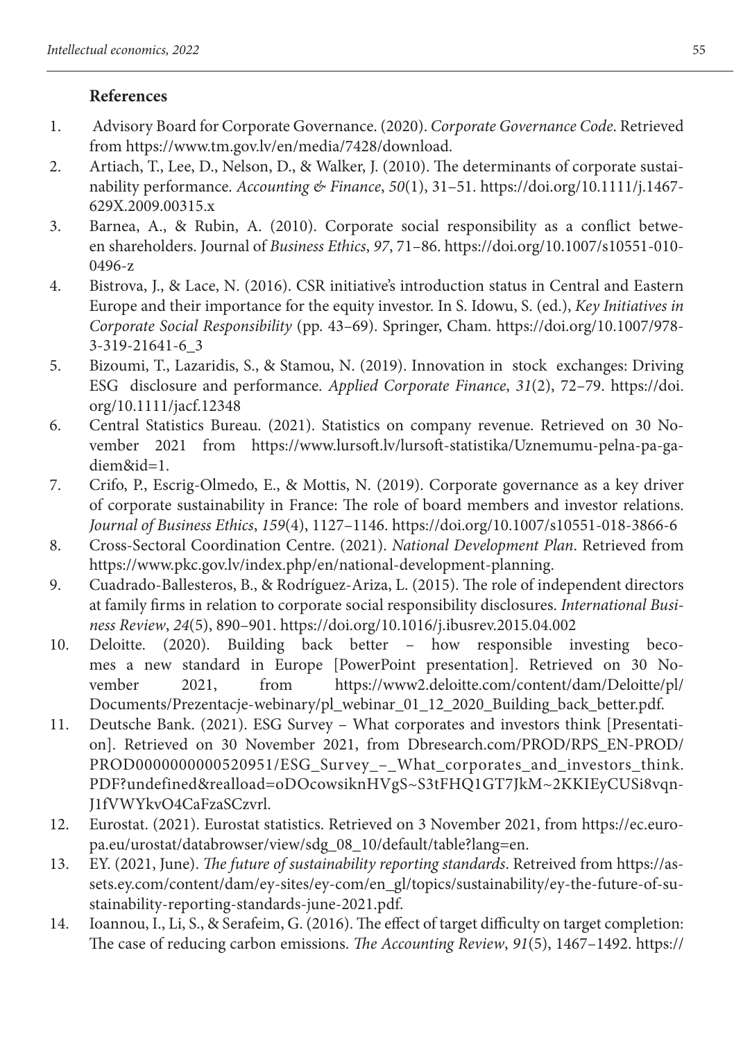## References

1. Advisory Board for Corporate Governance. (2020). *Corporate Governance Code*. Retrieved from https://www.tm.gov.lv/en/media/7428/download.
2. Artiach, T., Lee, D., Nelson, D., & Walker, J. (2010). The determinants of corporate sustainability performance. *Accounting & Finance*, *50*(1), 31–51. https://doi.org/10.1111/j.1467-629X.2009.00315.x
3. Barnea, A., & Rubin, A. (2010). Corporate social responsibility as a conflict between shareholders. Journal of *Business Ethics*, *97*, 71–86. https://doi.org/10.1007/s10551-010-0496-z
4. Bistrova, J., & Lace, N. (2016). CSR initiative's introduction status in Central and Eastern Europe and their importance for the equity investor. In S. Idowu, S. (ed.), *Key Initiatives in Corporate Social Responsibility* (pp. 43–69). Springer, Cham. https://doi.org/10.1007/978-3-319-21641-6_3
5. Bizoumi, T., Lazaridis, S., & Stamou, N. (2019). Innovation in stock exchanges: Driving ESG disclosure and performance. *Applied Corporate Finance*, *31*(2), 72–79. https://doi.org/10.1111/jacf.12348
6. Central Statistics Bureau. (2021). Statistics on company revenue. Retrieved on 30 November 2021 from https://www.lursoft.lv/lursoft-statistika/Uznemumu-pelna-pa-gadiem&id=1.
7. Crifo, P., Escrig-Olmedo, E., & Mottis, N. (2019). Corporate governance as a key driver of corporate sustainability in France: The role of board members and investor relations. *Journal of Business Ethics*, *159*(4), 1127–1146. https://doi.org/10.1007/s10551-018-3866-6
8. Cross-Sectoral Coordination Centre. (2021). *National Development Plan*. Retrieved from https://www.pkc.gov.lv/index.php/en/national-development-planning.
9. Cuadrado-Ballesteros, B., & Rodríguez-Ariza, L. (2015). The role of independent directors at family firms in relation to corporate social responsibility disclosures. *International Business Review*, *24*(5), 890–901. https://doi.org/10.1016/j.ibusrev.2015.04.002
10. Deloitte. (2020). Building back better – how responsible investing becomes a new standard in Europe [PowerPoint presentation]. Retrieved on 30 November 2021, from https://www2.deloitte.com/content/dam/Deloitte/pl/Documents/Prezentacje-webinary/pl_webinar_01_12_2020_Building_back_better.pdf.
11. Deutsche Bank. (2021). ESG Survey – What corporates and investors think [Presentation]. Retrieved on 30 November 2021, from Dbresearch.com/PROD/RPS_EN-PROD/PROD0000000000520951/ESG_Survey_–_What_corporates_and_investors_think.PDF?undefined&realload=oDOcowsiknHVgS~S3tFHQ1GT7JkM~2KKIEyCUSi8vqnJ1fVWYkvO4CaFzaSCzvrl.
12. Eurostat. (2021). Eurostat statistics. Retrieved on 3 November 2021, from https://ec.europa.eu/urostat/databrowser/view/sdg_08_10/default/table?lang=en.
13. EY. (2021, June). *The future of sustainability reporting standards*. Retreived from https://assets.ey.com/content/dam/ey-sites/ey-com/en_gl/topics/sustainability/ey-the-future-of-sustainability-reporting-standards-june-2021.pdf.
14. Ioannou, I., Li, S., & Serafeim, G. (2016). The effect of target difficulty on target completion: The case of reducing carbon emissions. *The Accounting Review*, *91*(5), 1467–1492. https://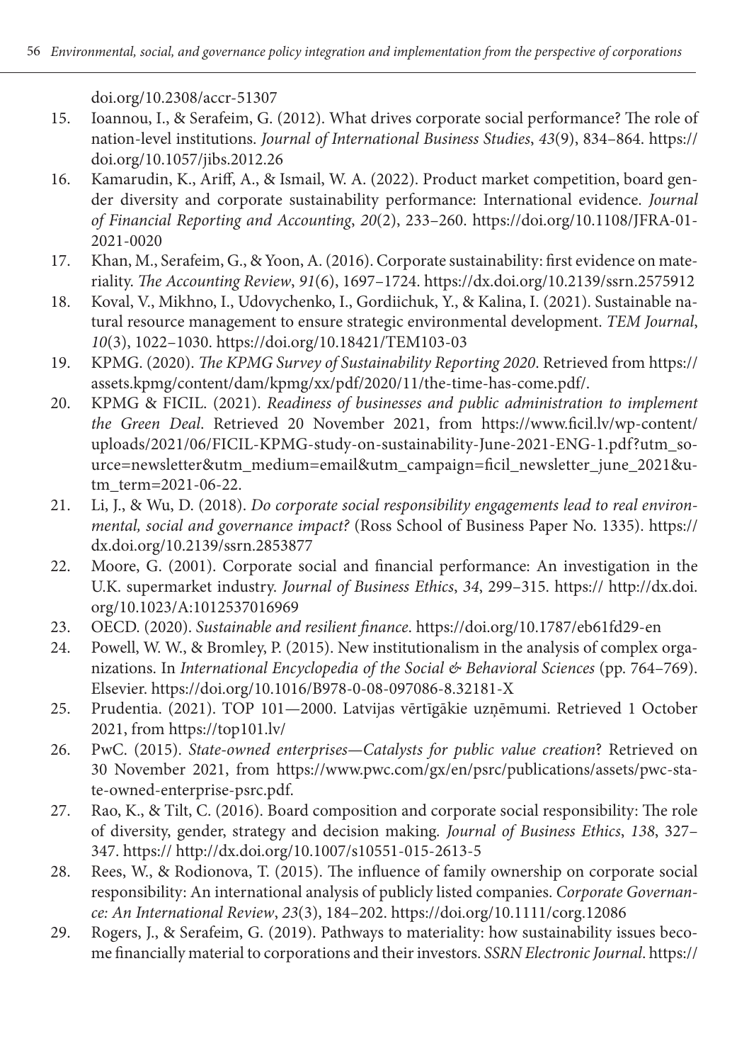doi.org/10.2308/accr-51307

15. Ioannou, I., & Serafeim, G. (2012). What drives corporate social performance? The role of nation-level institutions. *Journal of International Business Studies*, *43*(9), 834–864. https://doi.org/10.1057/jibs.2012.26
16. Kamarudin, K., Ariff, A., & Ismail, W. A. (2022). Product market competition, board gender diversity and corporate sustainability performance: International evidence. *Journal of Financial Reporting and Accounting*, *20*(2), 233–260. https://doi.org/10.1108/JFRA-01-2021-0020
17. Khan, M., Serafeim, G., & Yoon, A. (2016). Corporate sustainability: first evidence on materiality. *The Accounting Review*, *91*(6), 1697–1724. https://dx.doi.org/10.2139/ssrn.2575912
18. Koval, V., Mikhno, I., Udovychenko, I., Gordiichuk, Y., & Kalina, I. (2021). Sustainable natural resource management to ensure strategic environmental development. *TEM Journal*, *10*(3), 1022–1030. https://doi.org/10.18421/TEM103-03
19. KPMG. (2020). *The KPMG Survey of Sustainability Reporting 2020*. Retrieved from https://assets.kpmg/content/dam/kpmg/xx/pdf/2020/11/the-time-has-come.pdf/.
20. KPMG & FICIL. (2021). *Readiness of businesses and public administration to implement the Green Deal*. Retrieved 20 November 2021, from https://www.ficil.lv/wp-content/uploads/2021/06/FICIL-KPMG-study-on-sustainability-June-2021-ENG-1.pdf?utm_source=newsletter&utm_medium=email&utm_campaign=ficil_newsletter_june_2021&utm_term=2021-06-22.
21. Li, J., & Wu, D. (2018). *Do corporate social responsibility engagements lead to real environmental, social and governance impact?* (Ross School of Business Paper No. 1335). https://dx.doi.org/10.2139/ssrn.2853877
22. Moore, G. (2001). Corporate social and financial performance: An investigation in the U.K. supermarket industry. *Journal of Business Ethics*, *34*, 299–315. https:// http://dx.doi.org/10.1023/A:1012537016969
23. OECD. (2020). *Sustainable and resilient finance*. https://doi.org/10.1787/eb61fd29-en
24. Powell, W. W., & Bromley, P. (2015). New institutionalism in the analysis of complex organizations. In *International Encyclopedia of the Social & Behavioral Sciences* (pp. 764–769). Elsevier. https://doi.org/10.1016/B978-0-08-097086-8.32181-X
25. Prudentia. (2021). TOP 101—2000. Latvijas vērtīgākie uzņēmumi. Retrieved 1 October 2021, from https://top101.lv/
26. PwC. (2015). *State-owned enterprises—Catalysts for public value creation*? Retrieved on 30 November 2021, from https://www.pwc.com/gx/en/psrc/publications/assets/pwc-state-owned-enterprise-psrc.pdf.
27. Rao, K., & Tilt, C. (2016). Board composition and corporate social responsibility: The role of diversity, gender, strategy and decision making. *Journal of Business Ethics*, *138*, 327–347. https:// http://dx.doi.org/10.1007/s10551-015-2613-5
28. Rees, W., & Rodionova, T. (2015). The influence of family ownership on corporate social responsibility: An international analysis of publicly listed companies. *Corporate Governance: An International Review*, *23*(3), 184–202. https://doi.org/10.1111/corg.12086
29. Rogers, J., & Serafeim, G. (2019). Pathways to materiality: how sustainability issues become financially material to corporations and their investors. *SSRN Electronic Journal*. https://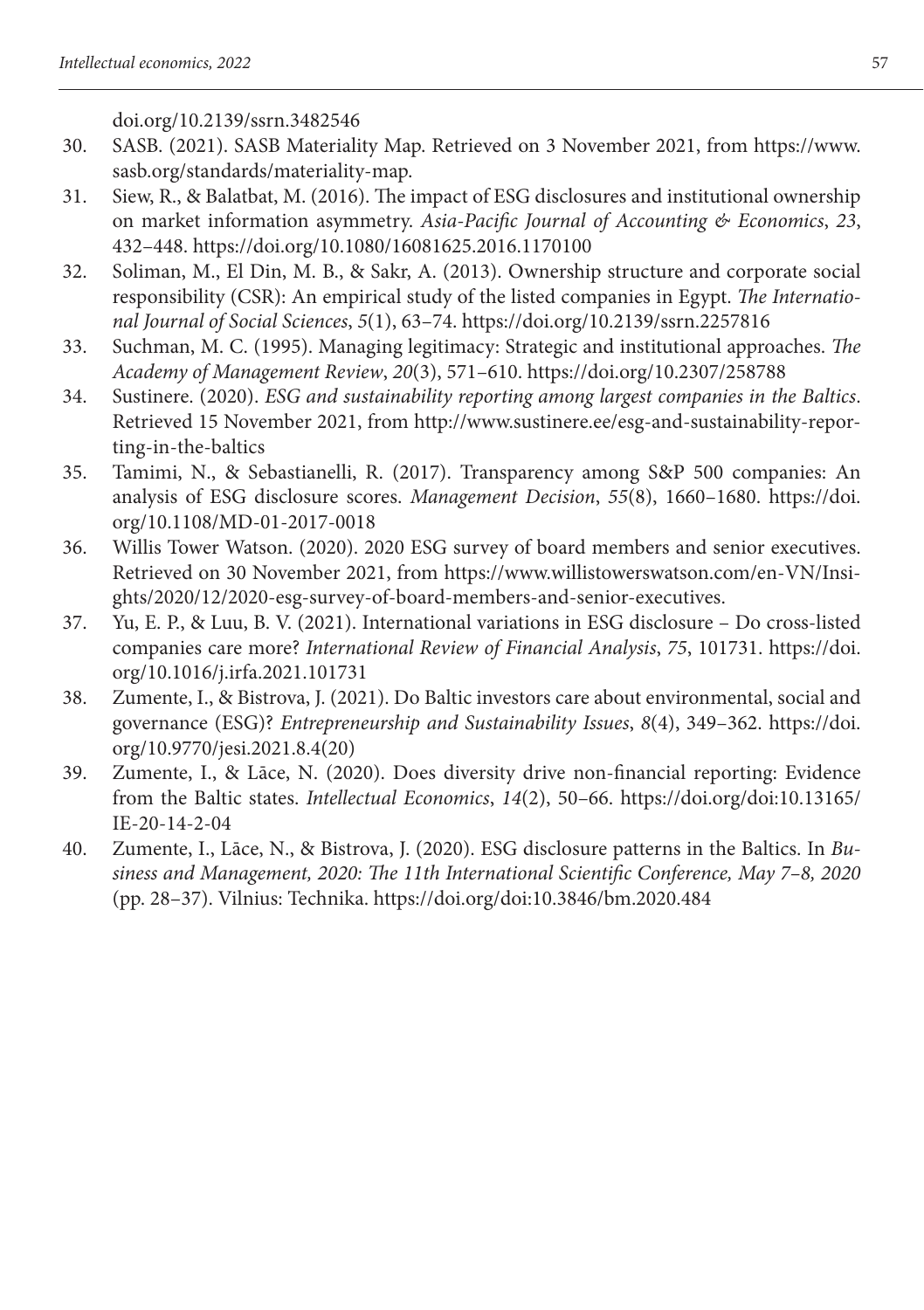doi.org/10.2139/ssrn.3482546

30. SASB. (2021). SASB Materiality Map. Retrieved on 3 November 2021, from https://www.sasb.org/standards/materiality-map.
31. Siew, R., & Balatbat, M. (2016). The impact of ESG disclosures and institutional ownership on market information asymmetry. *Asia-Pacific Journal of Accounting & Economics*, *23*, 432–448. https://doi.org/10.1080/16081625.2016.1170100
32. Soliman, M., El Din, M. B., & Sakr, A. (2013). Ownership structure and corporate social responsibility (CSR): An empirical study of the listed companies in Egypt. *The International Journal of Social Sciences*, *5*(1), 63–74. https://doi.org/10.2139/ssrn.2257816
33. Suchman, M. C. (1995). Managing legitimacy: Strategic and institutional approaches. *The Academy of Management Review*, *20*(3), 571–610. https://doi.org/10.2307/258788
34. Sustinere. (2020). *ESG and sustainability reporting among largest companies in the Baltics*. Retrieved 15 November 2021, from http://www.sustinere.ee/esg-and-sustainability-reporting-in-the-baltics
35. Tamimi, N., & Sebastianelli, R. (2017). Transparency among S&P 500 companies: An analysis of ESG disclosure scores. *Management Decision*, *55*(8), 1660–1680. https://doi.org/10.1108/MD-01-2017-0018
36. Willis Tower Watson. (2020). 2020 ESG survey of board members and senior executives. Retrieved on 30 November 2021, from https://www.willistowerswatson.com/en-VN/Insights/2020/12/2020-esg-survey-of-board-members-and-senior-executives.
37. Yu, E. P., & Luu, B. V. (2021). International variations in ESG disclosure – Do cross-listed companies care more? *International Review of Financial Analysis*, *75*, 101731. https://doi.org/10.1016/j.irfa.2021.101731
38. Zumente, I., & Bistrova, J. (2021). Do Baltic investors care about environmental, social and governance (ESG)? *Entrepreneurship and Sustainability Issues*, *8*(4), 349–362. https://doi.org/10.9770/jesi.2021.8.4(20)
39. Zumente, I., & Lāce, N. (2020). Does diversity drive non-financial reporting: Evidence from the Baltic states. *Intellectual Economics*, *14*(2), 50–66. https://doi.org/doi:10.13165/IE-20-14-2-04
40. Zumente, I., Lāce, N., & Bistrova, J. (2020). ESG disclosure patterns in the Baltics. In *Business and Management, 2020: The 11th International Scientific Conference, May 7–8, 2020* (pp. 28–37). Vilnius: Technika. https://doi.org/doi:10.3846/bm.2020.484